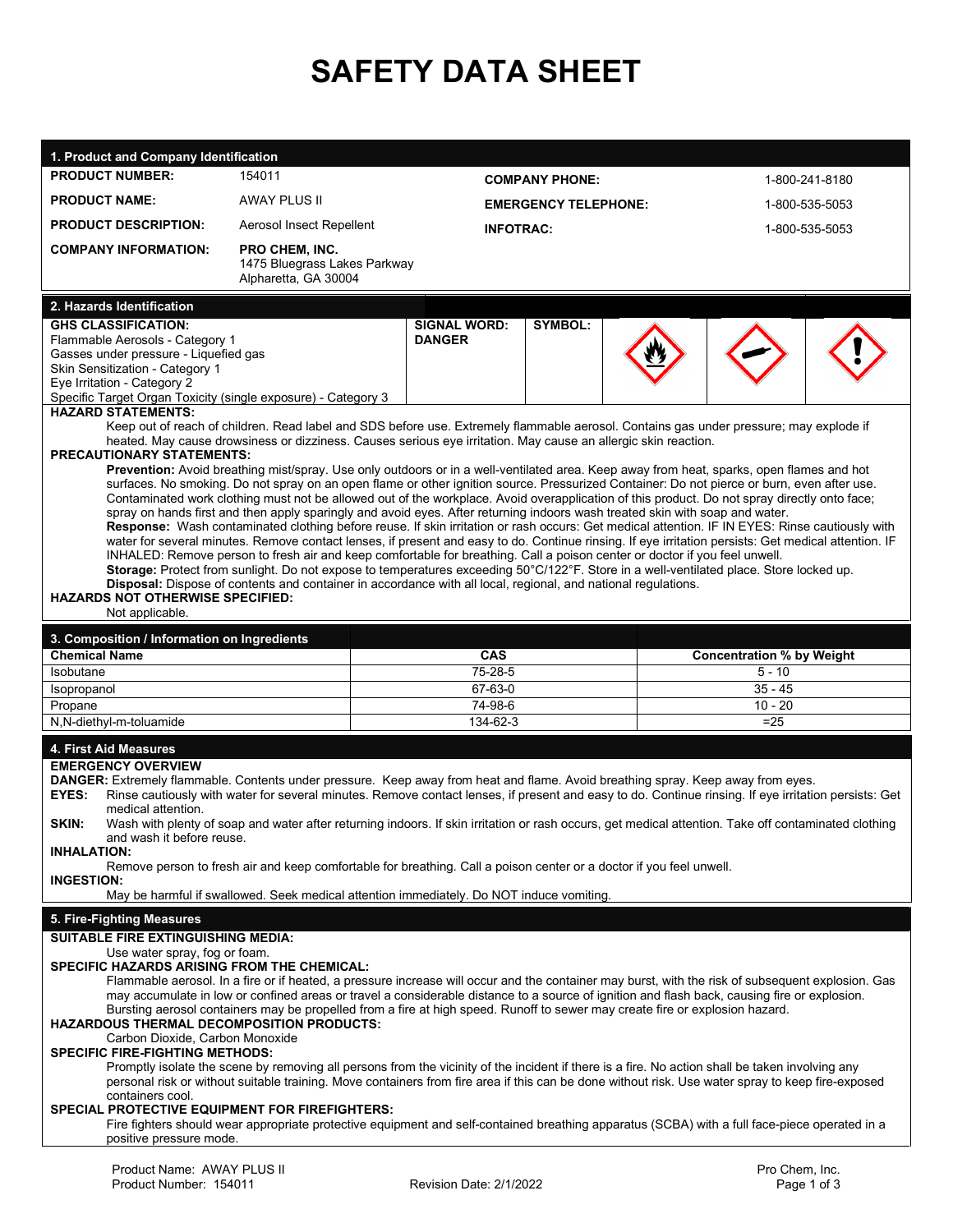# SAFETY DATA SHEET

## 1. Product and Company Identification

| | | | |
|---|---|---|---|
| **PRODUCT NUMBER:** | 154011 | **COMPANY PHONE:** | 1-800-241-8180 |
| **PRODUCT NAME:** | AWAY PLUS II | **EMERGENCY TELEPHONE:** | 1-800-535-5053 |
| **PRODUCT DESCRIPTION:** | Aerosol Insect Repellent | **INFOTRAC:** | 1-800-535-5053 |
| **COMPANY INFORMATION:** | **PRO CHEM, INC.** 1475 Bluegrass Lakes Parkway Alpharetta, GA 30004 | | |

## 2. Hazards Identification

**GHS CLASSIFICATION:**
Flammable Aerosols - Category 1
Gasses under pressure - Liquefied gas
Skin Sensitization - Category 1
Eye Irritation - Category 2
Specific Target Organ Toxicity (single exposure) - Category 3

**SIGNAL WORD:** **DANGER**

**SYMBOL:**

**HAZARD STATEMENTS:**

Keep out of reach of children. Read label and SDS before use. Extremely flammable aerosol. Contains gas under pressure; may explode if heated. May cause drowsiness or dizziness. Causes serious eye irritation. May cause an allergic skin reaction.

**PRECAUTIONARY STATEMENTS:**

**Prevention:** Avoid breathing mist/spray. Use only outdoors or in a well-ventilated area. Keep away from heat, sparks, open flames and hot surfaces. No smoking. Do not spray on an open flame or other ignition source. Pressurized Container: Do not pierce or burn, even after use. Contaminated work clothing must not be allowed out of the workplace. Avoid overapplication of this product. Do not spray directly onto face; spray on hands first and then apply sparingly and avoid eyes. After returning indoors wash treated skin with soap and water.
**Response:** Wash contaminated clothing before reuse. If skin irritation or rash occurs: Get medical attention. IF IN EYES: Rinse cautiously with water for several minutes. Remove contact lenses, if present and easy to do. Continue rinsing. If eye irritation persists: Get medical attention. IF INHALED: Remove person to fresh air and keep comfortable for breathing. Call a poison center or doctor if you feel unwell.
**Storage:** Protect from sunlight. Do not expose to temperatures exceeding 50°C/122°F. Store in a well-ventilated place. Store locked up.
**Disposal:** Dispose of contents and container in accordance with all local, regional, and national regulations.

**HAZARDS NOT OTHERWISE SPECIFIED:**

Not applicable.

## 3. Composition / Information on Ingredients

| Chemical Name | CAS | Concentration % by Weight |
|---|---|---|
| Isobutane | 75-28-5 | 5 - 10 |
| Isopropanol | 67-63-0 | 35 - 45 |
| Propane | 74-98-6 | 10 - 20 |
| N,N-diethyl-m-toluamide | 134-62-3 | =25 |

## 4. First Aid Measures

**EMERGENCY OVERVIEW**

**DANGER:** Extremely flammable. Contents under pressure. Keep away from heat and flame. Avoid breathing spray. Keep away from eyes.

**EYES:** Rinse cautiously with water for several minutes. Remove contact lenses, if present and easy to do. Continue rinsing. If eye irritation persists: Get medical attention.

**SKIN:** Wash with plenty of soap and water after returning indoors. If skin irritation or rash occurs, get medical attention. Take off contaminated clothing and wash it before reuse.

**INHALATION:**

Remove person to fresh air and keep comfortable for breathing. Call a poison center or a doctor if you feel unwell.

**INGESTION:**

May be harmful if swallowed. Seek medical attention immediately. Do NOT induce vomiting.

## 5. Fire-Fighting Measures

**SUITABLE FIRE EXTINGUISHING MEDIA:**

Use water spray, fog or foam.

**SPECIFIC HAZARDS ARISING FROM THE CHEMICAL:**

Flammable aerosol. In a fire or if heated, a pressure increase will occur and the container may burst, with the risk of subsequent explosion. Gas may accumulate in low or confined areas or travel a considerable distance to a source of ignition and flash back, causing fire or explosion. Bursting aerosol containers may be propelled from a fire at high speed. Runoff to sewer may create fire or explosion hazard.

**HAZARDOUS THERMAL DECOMPOSITION PRODUCTS:**

Carbon Dioxide, Carbon Monoxide

**SPECIFIC FIRE-FIGHTING METHODS:**

Promptly isolate the scene by removing all persons from the vicinity of the incident if there is a fire. No action shall be taken involving any personal risk or without suitable training. Move containers from fire area if this can be done without risk. Use water spray to keep fire-exposed containers cool.

**SPECIAL PROTECTIVE EQUIPMENT FOR FIREFIGHTERS:**

Fire fighters should wear appropriate protective equipment and self-contained breathing apparatus (SCBA) with a full face-piece operated in a positive pressure mode.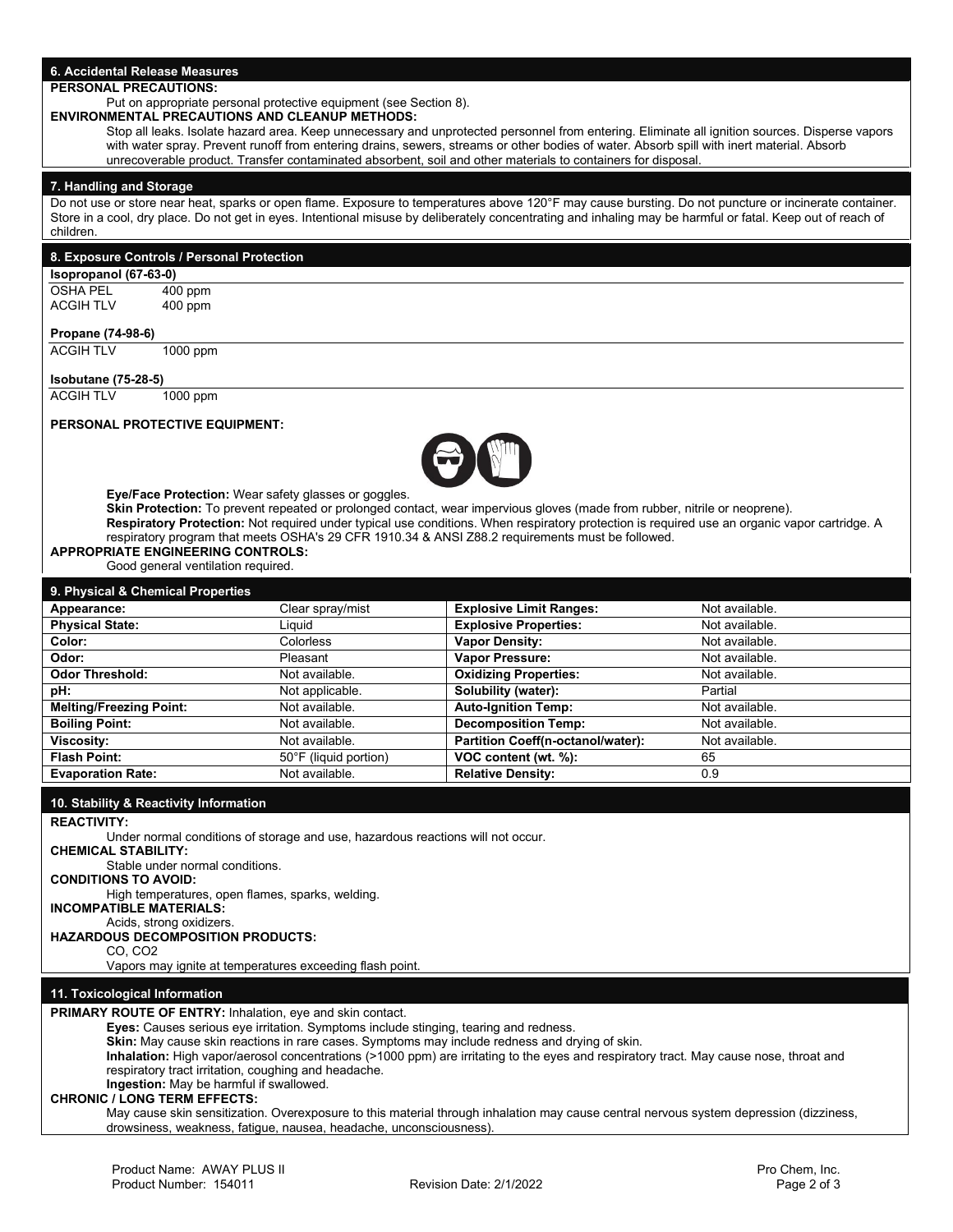## 6. Accidental Release Measures

**PERSONAL PRECAUTIONS:**

Put on appropriate personal protective equipment (see Section 8).

**ENVIRONMENTAL PRECAUTIONS AND CLEANUP METHODS:**

Stop all leaks. Isolate hazard area. Keep unnecessary and unprotected personnel from entering. Eliminate all ignition sources. Disperse vapors with water spray. Prevent runoff from entering drains, sewers, streams or other bodies of water. Absorb spill with inert material. Absorb unrecoverable product. Transfer contaminated absorbent, soil and other materials to containers for disposal.

## 7. Handling and Storage

Do not use or store near heat, sparks or open flame. Exposure to temperatures above 120°F may cause bursting. Do not puncture or incinerate container. Store in a cool, dry place. Do not get in eyes. Intentional misuse by deliberately concentrating and inhaling may be harmful or fatal. Keep out of reach of children.

## 8. Exposure Controls / Personal Protection

**Isopropanol (67-63-0)**

| | |
|---|---|
| OSHA PEL | 400 ppm |
| ACGIH TLV | 400 ppm |

**Propane (74-98-6)**

| | |
|---|---|
| ACGIH TLV | 1000 ppm |

**Isobutane (75-28-5)**

| | |
|---|---|
| ACGIH TLV | 1000 ppm |

**PERSONAL PROTECTIVE EQUIPMENT:**

**Eye/Face Protection:** Wear safety glasses or goggles.

**Skin Protection:** To prevent repeated or prolonged contact, wear impervious gloves (made from rubber, nitrile or neoprene).

**Respiratory Protection:** Not required under typical use conditions. When respiratory protection is required use an organic vapor cartridge. A respiratory program that meets OSHA's 29 CFR 1910.34 & ANSI Z88.2 requirements must be followed.

**APPROPRIATE ENGINEERING CONTROLS:**

Good general ventilation required.

## 9. Physical & Chemical Properties

| | | | |
|---|---|---|---|
| **Appearance:** | Clear spray/mist | **Explosive Limit Ranges:** | Not available. |
| **Physical State:** | Liquid | **Explosive Properties:** | Not available. |
| **Color:** | Colorless | **Vapor Density:** | Not available. |
| **Odor:** | Pleasant | **Vapor Pressure:** | Not available. |
| **Odor Threshold:** | Not available. | **Oxidizing Properties:** | Not available. |
| **pH:** | Not applicable. | **Solubility (water):** | Partial |
| **Melting/Freezing Point:** | Not available. | **Auto-Ignition Temp:** | Not available. |
| **Boiling Point:** | Not available. | **Decomposition Temp:** | Not available. |
| **Viscosity:** | Not available. | **Partition Coeff(n-octanol/water):** | Not available. |
| **Flash Point:** | 50°F (liquid portion) | **VOC content (wt. %):** | 65 |
| **Evaporation Rate:** | Not available. | **Relative Density:** | 0.9 |

## 10. Stability & Reactivity Information

**REACTIVITY:**

Under normal conditions of storage and use, hazardous reactions will not occur.

**CHEMICAL STABILITY:**

Stable under normal conditions.

**CONDITIONS TO AVOID:**

High temperatures, open flames, sparks, welding.

**INCOMPATIBLE MATERIALS:**

Acids, strong oxidizers.

**HAZARDOUS DECOMPOSITION PRODUCTS:**

CO, $CO_2$

Vapors may ignite at temperatures exceeding flash point.

## 11. Toxicological Information

**PRIMARY ROUTE OF ENTRY:** Inhalation, eye and skin contact.

**Eyes:** Causes serious eye irritation. Symptoms include stinging, tearing and redness.

**Skin:** May cause skin reactions in rare cases. Symptoms may include redness and drying of skin.

**Inhalation:** High vapor/aerosol concentrations (>1000 ppm) are irritating to the eyes and respiratory tract. May cause nose, throat and respiratory tract irritation, coughing and headache.

**Ingestion:** May be harmful if swallowed.

**CHRONIC / LONG TERM EFFECTS:**

May cause skin sensitization. Overexposure to this material through inhalation may cause central nervous system depression (dizziness, drowsiness, weakness, fatigue, nausea, headache, unconsciousness).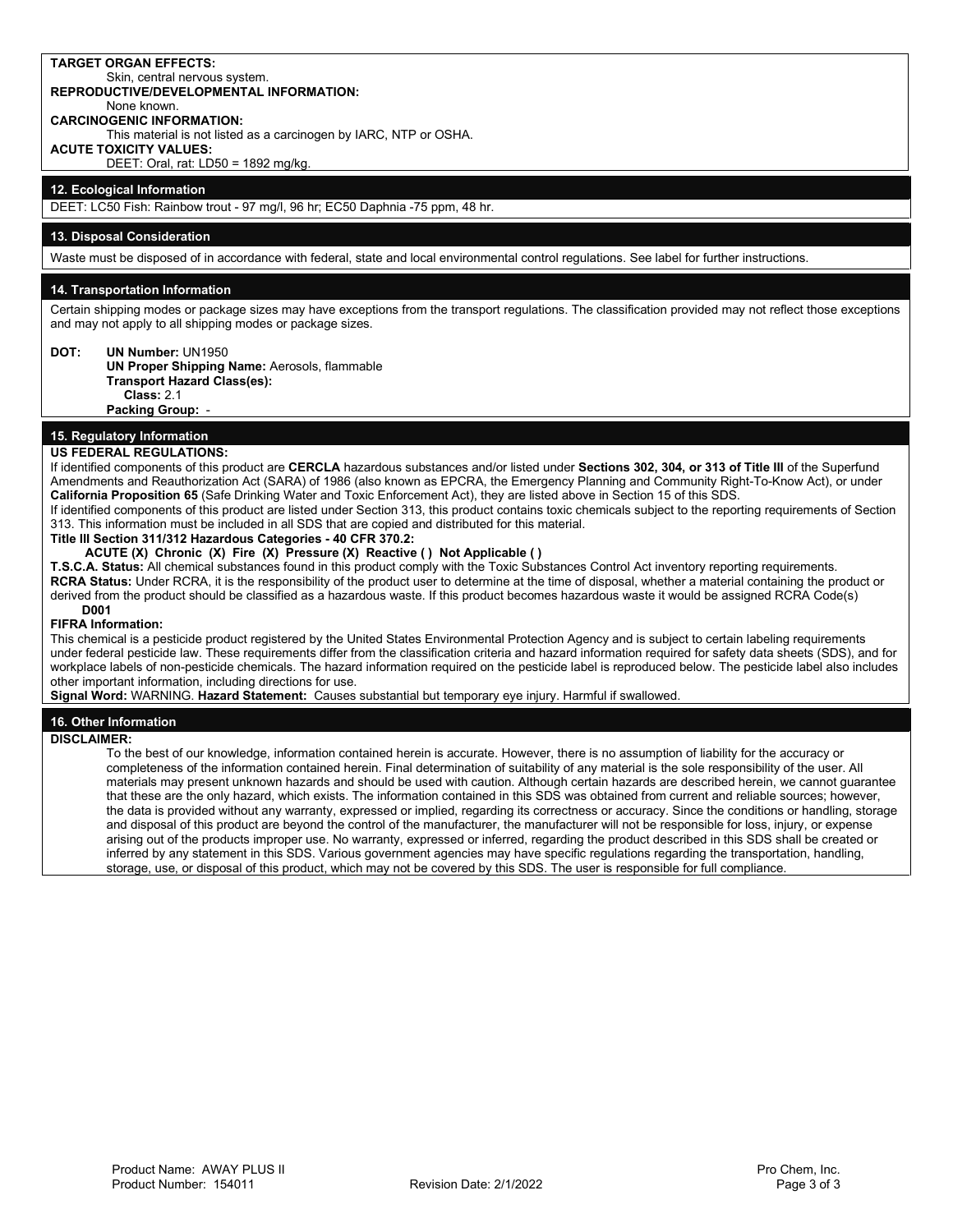**TARGET ORGAN EFFECTS:**

Skin, central nervous system.

**REPRODUCTIVE/DEVELOPMENTAL INFORMATION:**

None known.

**CARCINOGENIC INFORMATION:**

This material is not listed as a carcinogen by IARC, NTP or OSHA.

**ACUTE TOXICITY VALUES:**

DEET: Oral, rat: LD50 = 1892 mg/kg.

## 12. Ecological Information

DEET: LC50 Fish: Rainbow trout - 97 mg/l, 96 hr; EC50 Daphnia -75 ppm, 48 hr.

## 13. Disposal Consideration

Waste must be disposed of in accordance with federal, state and local environmental control regulations. See label for further instructions.

## 14. Transportation Information

Certain shipping modes or package sizes may have exceptions from the transport regulations. The classification provided may not reflect those exceptions and may not apply to all shipping modes or package sizes.

**DOT:** **UN Number:** UN1950
**UN Proper Shipping Name:** Aerosols, flammable
**Transport Hazard Class(es):**
**Class:** 2.1
**Packing Group:** -

## 15. Regulatory Information

**US FEDERAL REGULATIONS:**

If identified components of this product are **CERCLA** hazardous substances and/or listed under **Sections 302, 304, or 313 of Title III** of the Superfund Amendments and Reauthorization Act (SARA) of 1986 (also known as EPCRA, the Emergency Planning and Community Right-To-Know Act), or under **California Proposition 65** (Safe Drinking Water and Toxic Enforcement Act), they are listed above in Section 15 of this SDS.
If identified components of this product are listed under Section 313, this product contains toxic chemicals subject to the reporting requirements of Section 313. This information must be included in all SDS that are copied and distributed for this material.

**Title III Section 311/312 Hazardous Categories - 40 CFR 370.2:**

**ACUTE (X) Chronic (X) Fire (X) Pressure (X) Reactive ( ) Not Applicable ( )**

**T.S.C.A. Status:** All chemical substances found in this product comply with the Toxic Substances Control Act inventory reporting requirements.

**RCRA Status:** Under RCRA, it is the responsibility of the product user to determine at the time of disposal, whether a material containing the product or derived from the product should be classified as a hazardous waste. If this product becomes hazardous waste it would be assigned RCRA Code(s)
**D001**

**FIFRA Information:**

This chemical is a pesticide product registered by the United States Environmental Protection Agency and is subject to certain labeling requirements under federal pesticide law. These requirements differ from the classification criteria and hazard information required for safety data sheets (SDS), and for workplace labels of non-pesticide chemicals. The hazard information required on the pesticide label is reproduced below. The pesticide label also includes other important information, including directions for use.

**Signal Word:** WARNING. **Hazard Statement:** Causes substantial but temporary eye injury. Harmful if swallowed.

## 16. Other Information

**DISCLAIMER:**

To the best of our knowledge, information contained herein is accurate. However, there is no assumption of liability for the accuracy or completeness of the information contained herein. Final determination of suitability of any material is the sole responsibility of the user. All materials may present unknown hazards and should be used with caution. Although certain hazards are described herein, we cannot guarantee that these are the only hazard, which exists. The information contained in this SDS was obtained from current and reliable sources; however, the data is provided without any warranty, expressed or implied, regarding its correctness or accuracy. Since the conditions or handling, storage and disposal of this product are beyond the control of the manufacturer, the manufacturer will not be responsible for loss, injury, or expense arising out of the products improper use. No warranty, expressed or inferred, regarding the product described in this SDS shall be created or inferred by any statement in this SDS. Various government agencies may have specific regulations regarding the transportation, handling, storage, use, or disposal of this product, which may not be covered by this SDS. The user is responsible for full compliance.